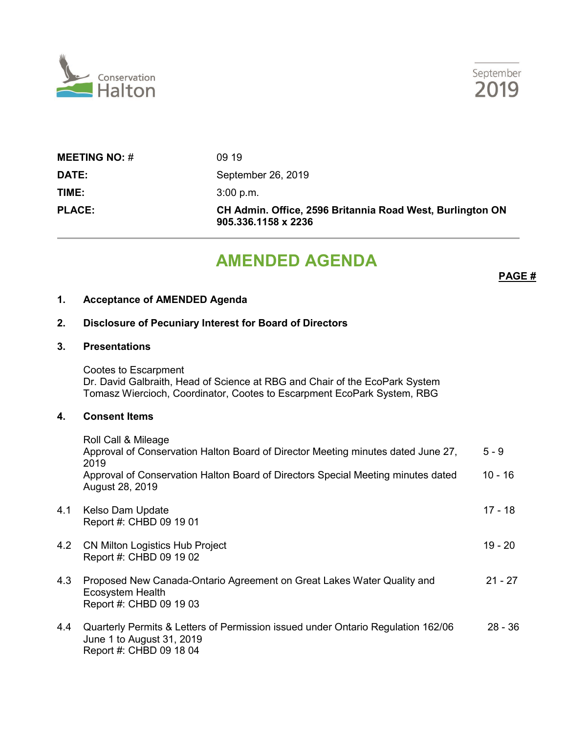Conservation Halton

September 2019

| | |
|---|---|
| **MEETING NO: #** | 09 19 |
| **DATE:** | September 26, 2019 |
| **TIME:** | 3:00 p.m. |
| **PLACE:** | **CH Admin. Office, 2596 Britannia Road West, Burlington ON 905.336.1158 x 2236** |

# AMENDED AGENDA

**PAGE #**

**1. Acceptance of AMENDED Agenda**

**2. Disclosure of Pecuniary Interest for Board of Directors**

**3. Presentations**

Cootes to Escarpment
Dr. David Galbraith, Head of Science at RBG and Chair of the EcoPark System
Tomasz Wiercioch, Coordinator, Cootes to Escarpment EcoPark System, RBG

**4. Consent Items**

| | Item | Page # |
|---|---|---|
| | Roll Call & Mileage | |
| | Approval of Conservation Halton Board of Director Meeting minutes dated June 27, 2019 | 5 - 9 |
| | Approval of Conservation Halton Board of Directors Special Meeting minutes dated August 28, 2019 | 10 - 16 |
| 4.1 | Kelso Dam Update<br>Report #: CHBD 09 19 01 | 17 - 18 |
| 4.2 | CN Milton Logistics Hub Project<br>Report #: CHBD 09 19 02 | 19 - 20 |
| 4.3 | Proposed New Canada-Ontario Agreement on Great Lakes Water Quality and Ecosystem Health<br>Report #: CHBD 09 19 03 | 21 - 27 |
| 4.4 | Quarterly Permits & Letters of Permission issued under Ontario Regulation 162/06 June 1 to August 31, 2019<br>Report #: CHBD 09 18 04 | 28 - 36 |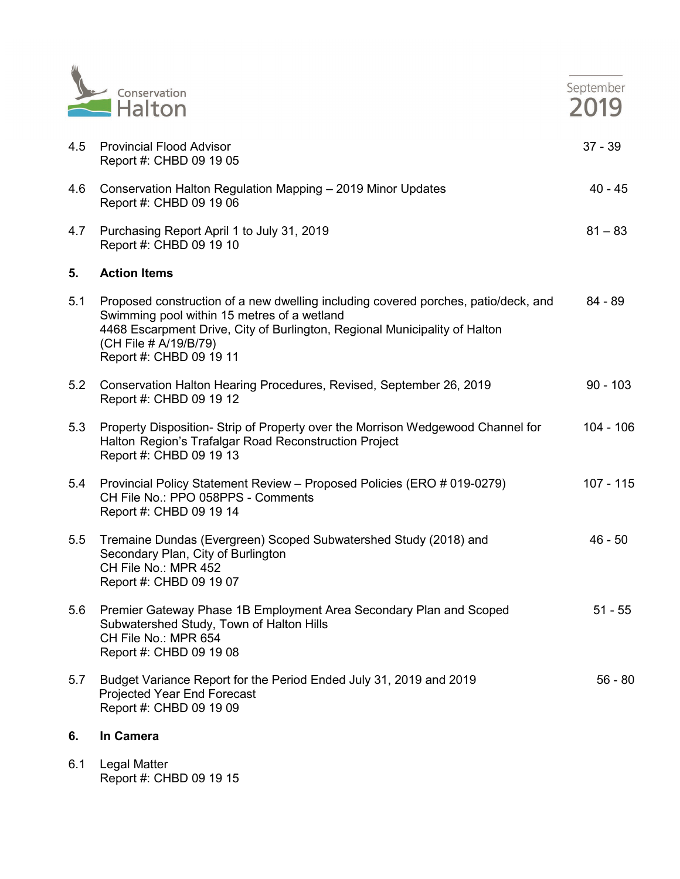| | | |
|---|---|---|
| 4.5 | Provincial Flood Advisor<br>Report #: CHBD 09 19 05 | 37 - 39 |
| 4.6 | Conservation Halton Regulation Mapping – 2019 Minor Updates<br>Report #: CHBD 09 19 06 | 40 - 45 |
| 4.7 | Purchasing Report April 1 to July 31, 2019<br>Report #: CHBD 09 19 10 | 81 – 83 |
| **5.** | **Action Items** | |
| 5.1 | Proposed construction of a new dwelling including covered porches, patio/deck, and Swimming pool within 15 metres of a wetland<br>4468 Escarpment Drive, City of Burlington, Regional Municipality of Halton<br>(CH File # A/19/B/79)<br>Report #: CHBD 09 19 11 | 84 - 89 |
| 5.2 | Conservation Halton Hearing Procedures, Revised, September 26, 2019<br>Report #: CHBD 09 19 12 | 90 - 103 |
| 5.3 | Property Disposition- Strip of Property over the Morrison Wedgewood Channel for Halton Region's Trafalgar Road Reconstruction Project<br>Report #: CHBD 09 19 13 | 104 - 106 |
| 5.4 | Provincial Policy Statement Review – Proposed Policies (ERO # 019-0279)<br>CH File No.: PPO 058PPS - Comments<br>Report #: CHBD 09 19 14 | 107 - 115 |
| 5.5 | Tremaine Dundas (Evergreen) Scoped Subwatershed Study (2018) and Secondary Plan, City of Burlington<br>CH File No.: MPR 452<br>Report #: CHBD 09 19 07 | 46 - 50 |
| 5.6 | Premier Gateway Phase 1B Employment Area Secondary Plan and Scoped Subwatershed Study, Town of Halton Hills<br>CH File No.: MPR 654<br>Report #: CHBD 09 19 08 | 51 - 55 |
| 5.7 | Budget Variance Report for the Period Ended July 31, 2019 and 2019 Projected Year End Forecast<br>Report #: CHBD 09 19 09 | 56 - 80 |
| **6.** | **In Camera** | |
| 6.1 | Legal Matter<br>Report #: CHBD 09 19 15 | |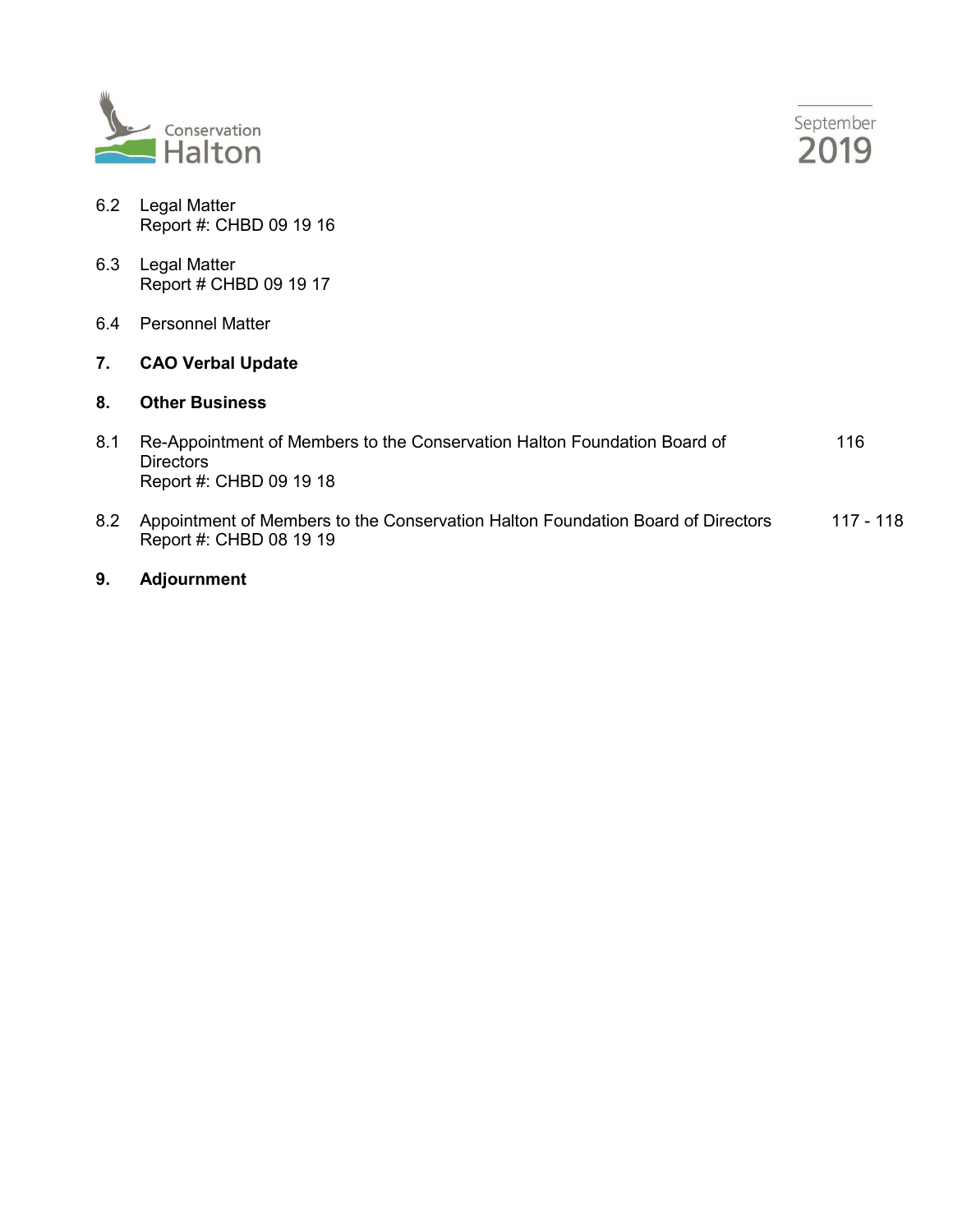6.2 Legal Matter
Report #: CHBD 09 19 16

6.3 Legal Matter
Report # CHBD 09 19 17

6.4 Personnel Matter

**7. CAO Verbal Update**

**8. Other Business**

8.1 Re-Appointment of Members to the Conservation Halton Foundation Board of Directors — 116
Report #: CHBD 09 19 18

8.2 Appointment of Members to the Conservation Halton Foundation Board of Directors — 117 - 118
Report #: CHBD 08 19 19

**9. Adjournment**